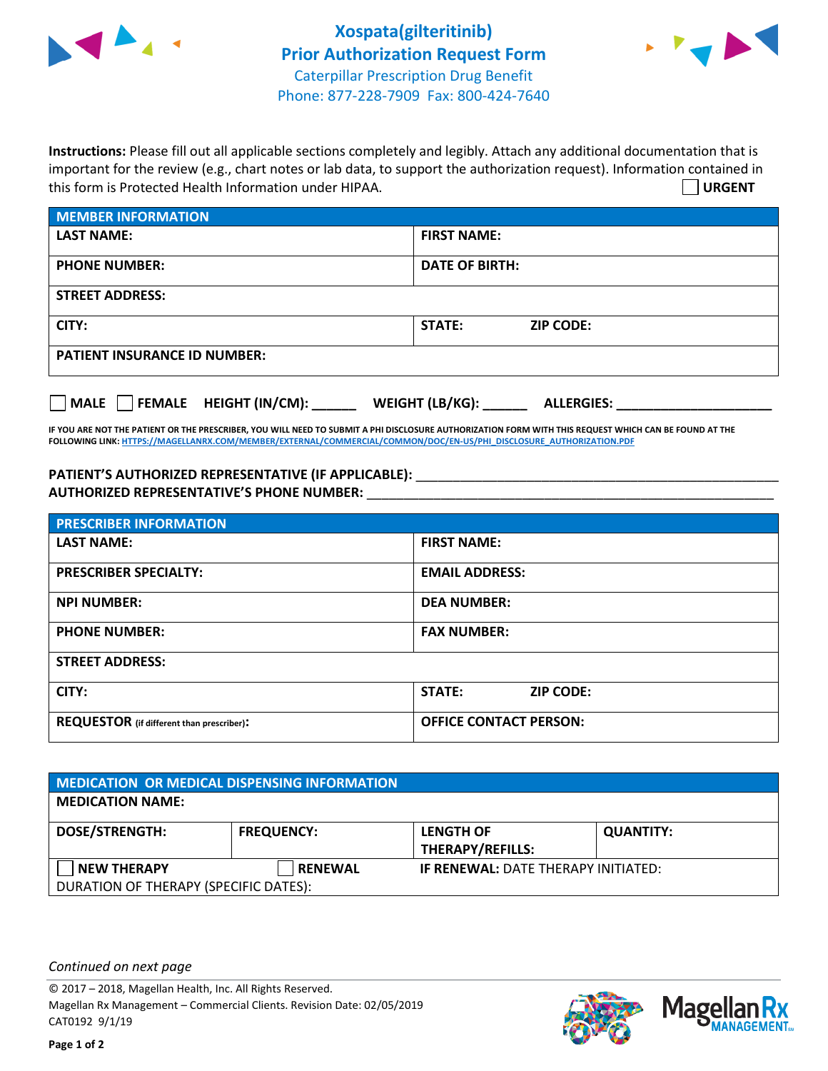# Xospata(gilteritinib) Prior Authorization Request Form

Caterpillar Prescription Drug Benefit
Phone: 877-228-7909 Fax: 800-424-7640

**Instructions:** Please fill out all applicable sections completely and legibly. Attach any additional documentation that is important for the review (e.g., chart notes or lab data, to support the authorization request). Information contained in this form is Protected Health Information under HIPAA.

☐ **URGENT**

| MEMBER INFORMATION | |
|---|---|
| **LAST NAME:** | **FIRST NAME:** |
| **PHONE NUMBER:** | **DATE OF BIRTH:** |
| **STREET ADDRESS:** | |
| **CITY:** | **STATE:** **ZIP CODE:** |
| **PATIENT INSURANCE ID NUMBER:** | |

☐ **MALE** ☐ **FEMALE** **HEIGHT (IN/CM):** ______ **WEIGHT (LB/KG):** ______ **ALLERGIES:** ____________________

**IF YOU ARE NOT THE PATIENT OR THE PRESCRIBER, YOU WILL NEED TO SUBMIT A PHI DISCLOSURE AUTHORIZATION FORM WITH THIS REQUEST WHICH CAN BE FOUND AT THE FOLLOWING LINK: HTTPS://MAGELLANRX.COM/MEMBER/EXTERNAL/COMMERCIAL/COMMON/DOC/EN-US/PHI_DISCLOSURE_AUTHORIZATION.PDF**

**PATIENT'S AUTHORIZED REPRESENTATIVE (IF APPLICABLE):** ____________________________________________
**AUTHORIZED REPRESENTATIVE'S PHONE NUMBER:** ____________________________________________

| PRESCRIBER INFORMATION | |
|---|---|
| **LAST NAME:** | **FIRST NAME:** |
| **PRESCRIBER SPECIALTY:** | **EMAIL ADDRESS:** |
| **NPI NUMBER:** | **DEA NUMBER:** |
| **PHONE NUMBER:** | **FAX NUMBER:** |
| **STREET ADDRESS:** | |
| **CITY:** | **STATE:** **ZIP CODE:** |
| **REQUESTOR** (if different than prescriber)**:** | **OFFICE CONTACT PERSON:** |

| MEDICATION OR MEDICAL DISPENSING INFORMATION | | | |
|---|---|---|---|
| **MEDICATION NAME:** | | | |
| **DOSE/STRENGTH:** | **FREQUENCY:** | **LENGTH OF THERAPY/REFILLS:** | **QUANTITY:** |
| ☐ **NEW THERAPY** | ☐ **RENEWAL** | **IF RENEWAL:** DATE THERAPY INITIATED: | |
| DURATION OF THERAPY (SPECIFIC DATES): | | | |

*Continued on next page*

© 2017 – 2018, Magellan Health, Inc. All Rights Reserved.
Magellan Rx Management – Commercial Clients. Revision Date: 02/05/2019
CAT0192 9/1/19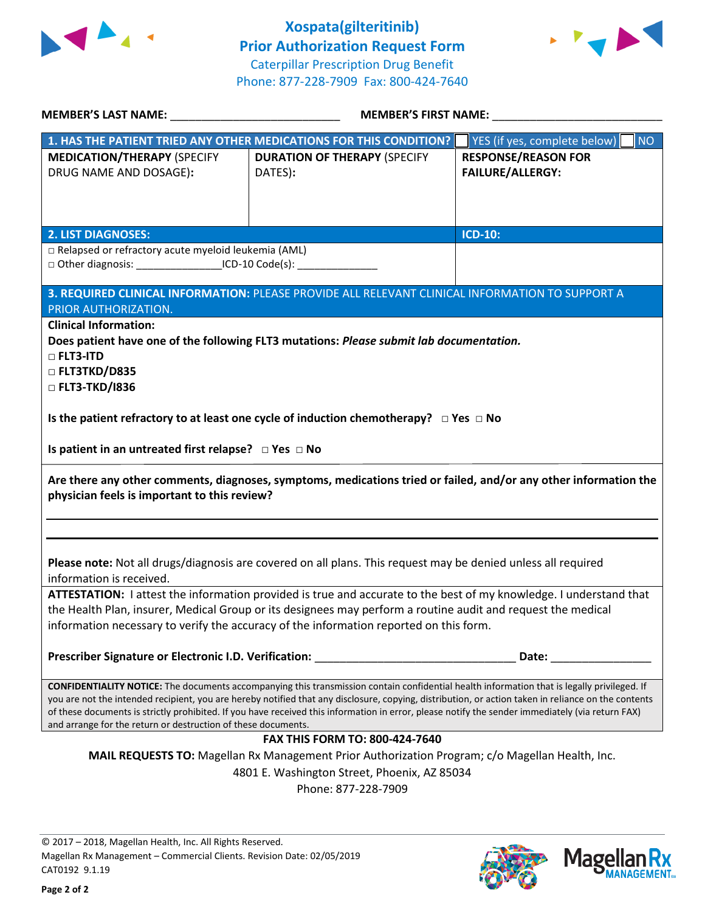# Xospata(gilteritinib) Prior Authorization Request Form

Caterpillar Prescription Drug Benefit
Phone: 877-228-7909 Fax: 800-424-7640

**MEMBER'S LAST NAME:** ___________________________ **MEMBER'S FIRST NAME:** ___________________________

| **1. HAS THE PATIENT TRIED ANY OTHER MEDICATIONS FOR THIS CONDITION?** | | ☐ YES (if yes, complete below) ☐ NO |
|---|---|---|
| **MEDICATION/THERAPY** (SPECIFY DRUG NAME AND DOSAGE): | **DURATION OF THERAPY** (SPECIFY DATES): | **RESPONSE/REASON FOR FAILURE/ALLERGY:** |
| | | |

| **2. LIST DIAGNOSES:** | **ICD-10:** |
|---|---|
| □ Relapsed or refractory acute myeloid leukemia (AML)<br>□ Other diagnosis: _______________ICD-10 Code(s): ______________ | |

**3. REQUIRED CLINICAL INFORMATION:** PLEASE PROVIDE ALL RELEVANT CLINICAL INFORMATION TO SUPPORT A PRIOR AUTHORIZATION.

**Clinical Information:**

**Does patient have one of the following FLT3 mutations:** ***Please submit lab documentation.***

□ **FLT3-ITD**
□ **FLT3TKD/D835**
□ **FLT3-TKD/I836**

**Is the patient refractory to at least one cycle of induction chemotherapy?** □ **Yes** □ **No**

**Is patient in an untreated first relapse?** □ **Yes** □ **No**

**Are there any other comments, diagnoses, symptoms, medications tried or failed, and/or any other information the physician feels is important to this review?**

_______________________________________________________________

_______________________________________________________________

**Please note:** Not all drugs/diagnosis are covered on all plans. This request may be denied unless all required information is received.

**ATTESTATION:** I attest the information provided is true and accurate to the best of my knowledge. I understand that the Health Plan, insurer, Medical Group or its designees may perform a routine audit and request the medical information necessary to verify the accuracy of the information reported on this form.

**Prescriber Signature or Electronic I.D. Verification:** ________________________________ **Date:** ________________

**CONFIDENTIALITY NOTICE:** The documents accompanying this transmission contain confidential health information that is legally privileged. If you are not the intended recipient, you are hereby notified that any disclosure, copying, distribution, or action taken in reliance on the contents of these documents is strictly prohibited. If you have received this information in error, please notify the sender immediately (via return FAX) and arrange for the return or destruction of these documents.

**FAX THIS FORM TO: 800-424-7640**

**MAIL REQUESTS TO:** Magellan Rx Management Prior Authorization Program; c/o Magellan Health, Inc.
4801 E. Washington Street, Phoenix, AZ 85034
Phone: 877-228-7909

© 2017 – 2018, Magellan Health, Inc. All Rights Reserved.
Magellan Rx Management – Commercial Clients. Revision Date: 02/05/2019
CAT0192 9.1.19